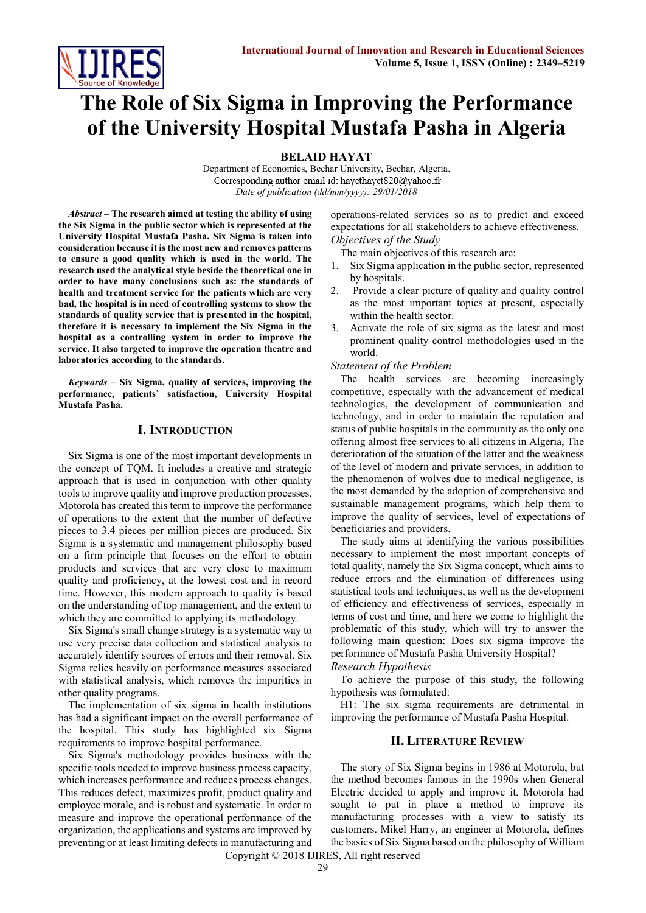# The Role of Six Sigma in Improving the Performance of the University Hospital Mustafa Pasha in Algeria

**BELAID HAYAT**

Department of Economics, Bechar University, Bechar, Algeria.

Corresponding author email id: hayethayet820@yahoo.fr

*Date of publication (dd/mm/yyyy): 29/01/2018*

***Abstract* – The research aimed at testing the ability of using the Six Sigma in the public sector which is represented at the University Hospital Mustafa Pasha. Six Sigma is taken into consideration because it is the most new and removes patterns to ensure a good quality which is used in the world. The research used the analytical style beside the theoretical one in order to have many conclusions such as: the standards of health and treatment service for the patients which are very bad, the hospital is in need of controlling systems to show the standards of quality service that is presented in the hospital, therefore it is necessary to implement the Six Sigma in the hospital as a controlling system in order to improve the service. It also targeted to improve the operation theatre and laboratories according to the standards.**

***Keywords* – Six Sigma, quality of services, improving the performance, patients' satisfaction, University Hospital Mustafa Pasha.**

## I. Introduction

Six Sigma is one of the most important developments in the concept of TQM. It includes a creative and strategic approach that is used in conjunction with other quality tools to improve quality and improve production processes. Motorola has created this term to improve the performance of operations to the extent that the number of defective pieces to 3.4 pieces per million pieces are produced. Six Sigma is a systematic and management philosophy based on a firm principle that focuses on the effort to obtain products and services that are very close to maximum quality and proficiency, at the lowest cost and in record time. However, this modern approach to quality is based on the understanding of top management, and the extent to which they are committed to applying its methodology.

Six Sigma's small change strategy is a systematic way to use very precise data collection and statistical analysis to accurately identify sources of errors and their removal. Six Sigma relies heavily on performance measures associated with statistical analysis, which removes the impurities in other quality programs.

The implementation of six sigma in health institutions has had a significant impact on the overall performance of the hospital. This study has highlighted six Sigma requirements to improve hospital performance.

Six Sigma's methodology provides business with the specific tools needed to improve business process capacity, which increases performance and reduces process changes. This reduces defect, maximizes profit, product quality and employee morale, and is robust and systematic. In order to measure and improve the operational performance of the organization, the applications and systems are improved by preventing or at least limiting defects in manufacturing and operations-related services so as to predict and exceed expectations for all stakeholders to achieve effectiveness.

### *Objectives of the Study*

The main objectives of this research are:

1. Six Sigma application in the public sector, represented by hospitals.
2. Provide a clear picture of quality and quality control as the most important topics at present, especially within the health sector.
3. Activate the role of six sigma as the latest and most prominent quality control methodologies used in the world.

### *Statement of the Problem*

The health services are becoming increasingly competitive, especially with the advancement of medical technologies, the development of communication and technology, and in order to maintain the reputation and status of public hospitals in the community as the only one offering almost free services to all citizens in Algeria, The deterioration of the situation of the latter and the weakness of the level of modern and private services, in addition to the phenomenon of wolves due to medical negligence, is the most demanded by the adoption of comprehensive and sustainable management programs, which help them to improve the quality of services, level of expectations of beneficiaries and providers.

The study aims at identifying the various possibilities necessary to implement the most important concepts of total quality, namely the Six Sigma concept, which aims to reduce errors and the elimination of differences using statistical tools and techniques, as well as the development of efficiency and effectiveness of services, especially in terms of cost and time, and here we come to highlight the problematic of this study, which will try to answer the following main question: Does six sigma improve the performance of Mustafa Pasha University Hospital?

### *Research Hypothesis*

To achieve the purpose of this study, the following hypothesis was formulated:

H1: The six sigma requirements are detrimental in improving the performance of Mustafa Pasha Hospital.

## II. Literature Review

The story of Six Sigma begins in 1986 at Motorola, but the method becomes famous in the 1990s when General Electric decided to apply and improve it. Motorola had sought to put in place a method to improve its manufacturing processes with a view to satisfy its customers. Mikel Harry, an engineer at Motorola, defines the basics of Six Sigma based on the philosophy of William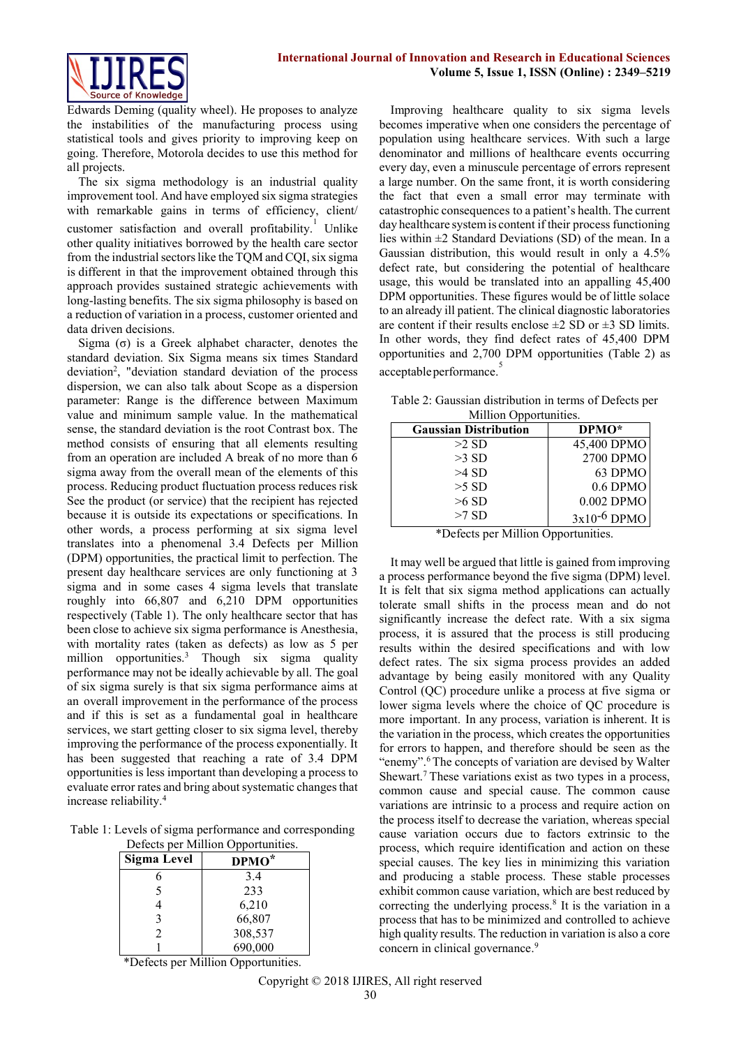Edwards Deming (quality wheel). He proposes to analyze the instabilities of the manufacturing process using statistical tools and gives priority to improving keep on going. Therefore, Motorola decides to use this method for all projects.

The six sigma methodology is an industrial quality improvement tool. And have employed six sigma strategies with remarkable gains in terms of efficiency, client/ customer satisfaction and overall profitability.[1] Unlike other quality initiatives borrowed by the health care sector from the industrial sectors like the TQM and CQI, six sigma is different in that the improvement obtained through this approach provides sustained strategic achievements with long-lasting benefits. The six sigma philosophy is based on a reduction of variation in a process, customer oriented and data driven decisions.

Sigma (σ) is a Greek alphabet character, denotes the standard deviation. Six Sigma means six times Standard deviation[2], "deviation standard deviation of the process dispersion, we can also talk about Scope as a dispersion parameter: Range is the difference between Maximum value and minimum sample value. In the mathematical sense, the standard deviation is the root Contrast box. The method consists of ensuring that all elements resulting from an operation are included A break of no more than 6 sigma away from the overall mean of the elements of this process. Reducing product fluctuation process reduces risk See the product (or service) that the recipient has rejected because it is outside its expectations or specifications. In other words, a process performing at six sigma level translates into a phenomenal 3.4 Defects per Million (DPM) opportunities, the practical limit to perfection. The present day healthcare services are only functioning at 3 sigma and in some cases 4 sigma levels that translate roughly into 66,807 and 6,210 DPM opportunities respectively (Table 1). The only healthcare sector that has been close to achieve six sigma performance is Anesthesia, with mortality rates (taken as defects) as low as 5 per million opportunities.[3] Though six sigma quality performance may not be ideally achievable by all. The goal of six sigma surely is that six sigma performance aims at an overall improvement in the performance of the process and if this is set as a fundamental goal in healthcare services, we start getting closer to six sigma level, thereby improving the performance of the process exponentially. It has been suggested that reaching a rate of 3.4 DPM opportunities is less important than developing a process to evaluate error rates and bring about systematic changes that increase reliability.[4]

Table 1: Levels of sigma performance and corresponding Defects per Million Opportunities.

| Sigma Level | DPMO* |
|---|---|
| 6 | 3.4 |
| 5 | 233 |
| 4 | 6,210 |
| 3 | 66,807 |
| 2 | 308,537 |
| 1 | 690,000 |

*Defects per Million Opportunities.

Improving healthcare quality to six sigma levels becomes imperative when one considers the percentage of population using healthcare services. With such a large denominator and millions of healthcare events occurring every day, even a minuscule percentage of errors represent a large number. On the same front, it is worth considering the fact that even a small error may terminate with catastrophic consequences to a patient's health. The current day healthcare system is content if their process functioning lies within ±2 Standard Deviations (SD) of the mean. In a Gaussian distribution, this would result in only a 4.5% defect rate, but considering the potential of healthcare usage, this would be translated into an appalling 45,400 DPM opportunities. These figures would be of little solace to an already ill patient. The clinical diagnostic laboratories are content if their results enclose ±2 SD or ±3 SD limits. In other words, they find defect rates of 45,400 DPM opportunities and 2,700 DPM opportunities (Table 2) as acceptable performance.[5]

Table 2: Gaussian distribution in terms of Defects per Million Opportunities.

| Gaussian Distribution | DPMO* |
|---|---|
| >2 SD | 45,400 DPMO |
| >3 SD | 2700 DPMO |
| >4 SD | 63 DPMO |
| >5 SD | 0.6 DPMO |
| >6 SD | 0.002 DPMO |
| >7 SD | $3x10^{-6}$ DPMO |

*Defects per Million Opportunities.

It may well be argued that little is gained from improving a process performance beyond the five sigma (DPM) level. It is felt that six sigma method applications can actually tolerate small shifts in the process mean and do not significantly increase the defect rate. With a six sigma process, it is assured that the process is still producing results within the desired specifications and with low defect rates. The six sigma process provides an added advantage by being easily monitored with any Quality Control (QC) procedure unlike a process at five sigma or lower sigma levels where the choice of QC procedure is more important. In any process, variation is inherent. It is the variation in the process, which creates the opportunities for errors to happen, and therefore should be seen as the "enemy".[6] The concepts of variation are devised by Walter Shewart.[7] These variations exist as two types in a process, common cause and special cause. The common cause variations are intrinsic to a process and require action on the process itself to decrease the variation, whereas special cause variation occurs due to factors extrinsic to the process, which require identification and action on these special causes. The key lies in minimizing this variation and producing a stable process. These stable processes exhibit common cause variation, which are best reduced by correcting the underlying process.[8] It is the variation in a process that has to be minimized and controlled to achieve high quality results. The reduction in variation is also a core concern in clinical governance.[9]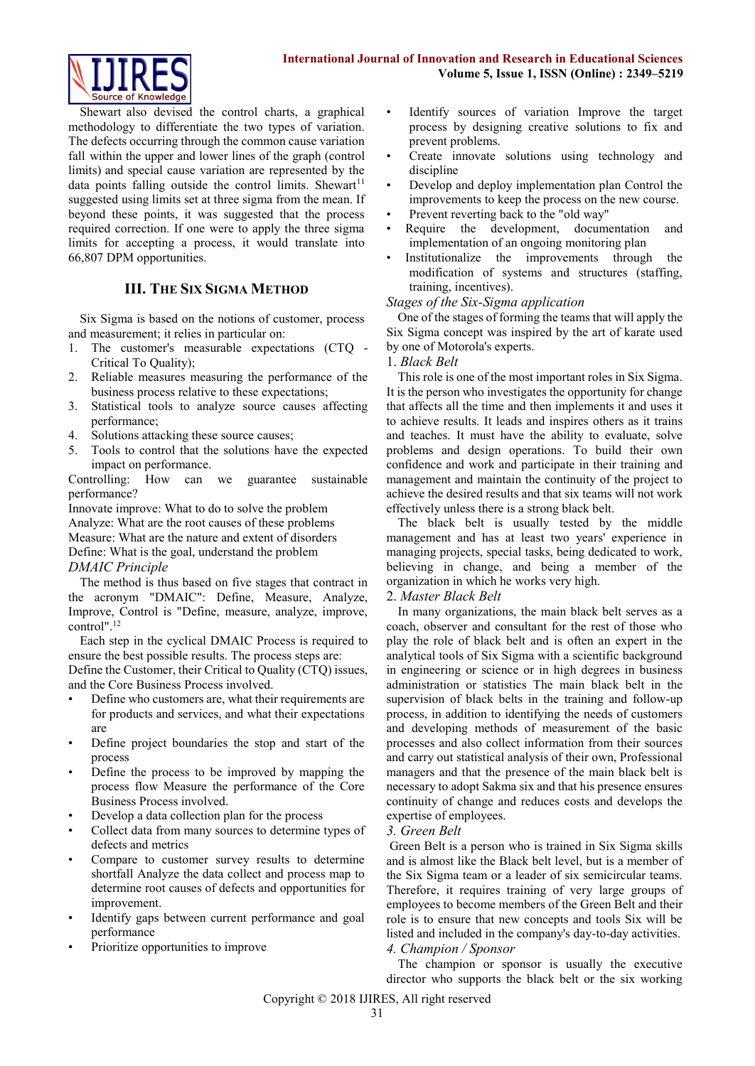Shewart also devised the control charts, a graphical methodology to differentiate the two types of variation. The defects occurring through the common cause variation fall within the upper and lower lines of the graph (control limits) and special cause variation are represented by the data points falling outside the control limits. Shewart[11] suggested using limits set at three sigma from the mean. If beyond these points, it was suggested that the process required correction. If one were to apply the three sigma limits for accepting a process, it would translate into 66,807 DPM opportunities.

## III. The Six Sigma Method

Six Sigma is based on the notions of customer, process and measurement; it relies in particular on:

1. The customer's measurable expectations (CTQ - Critical To Quality);
2. Reliable measures measuring the performance of the business process relative to these expectations;
3. Statistical tools to analyze source causes affecting performance;
4. Solutions attacking these source causes;
5. Tools to control that the solutions have the expected impact on performance.

Controlling: How can we guarantee sustainable performance?
Innovate improve: What to do to solve the problem
Analyze: What are the root causes of these problems
Measure: What are the nature and extent of disorders
Define: What is the goal, understand the problem

*DMAIC Principle*

The method is thus based on five stages that contract in the acronym "DMAIC": Define, Measure, Analyze, Improve, Control is "Define, measure, analyze, improve, control".[12]

Each step in the cyclical DMAIC Process is required to ensure the best possible results. The process steps are:
Define the Customer, their Critical to Quality (CTQ) issues, and the Core Business Process involved.

- Define who customers are, what their requirements are for products and services, and what their expectations are
- Define project boundaries the stop and start of the process
- Define the process to be improved by mapping the process flow Measure the performance of the Core Business Process involved.
- Develop a data collection plan for the process
- Collect data from many sources to determine types of defects and metrics
- Compare to customer survey results to determine shortfall Analyze the data collect and process map to determine root causes of defects and opportunities for improvement.
- Identify gaps between current performance and goal performance
- Prioritize opportunities to improve
- Identify sources of variation Improve the target process by designing creative solutions to fix and prevent problems.
- Create innovate solutions using technology and discipline
- Develop and deploy implementation plan Control the improvements to keep the process on the new course.
- Prevent reverting back to the "old way"
- Require the development, documentation and implementation of an ongoing monitoring plan
- Institutionalize the improvements through the modification of systems and structures (staffing, training, incentives).

*Stages of the Six-Sigma application*

One of the stages of forming the teams that will apply the Six Sigma concept was inspired by the art of karate used by one of Motorola's experts.

1. *Black Belt*

This role is one of the most important roles in Six Sigma. It is the person who investigates the opportunity for change that affects all the time and then implements it and uses it to achieve results. It leads and inspires others as it trains and teaches. It must have the ability to evaluate, solve problems and design operations. To build their own confidence and work and participate in their training and management and maintain the continuity of the project to achieve the desired results and that six teams will not work effectively unless there is a strong black belt.

The black belt is usually tested by the middle management and has at least two years' experience in managing projects, special tasks, being dedicated to work, believing in change, and being a member of the organization in which he works very high.

2. *Master Black Belt*

In many organizations, the main black belt serves as a coach, observer and consultant for the rest of those who play the role of black belt and is often an expert in the analytical tools of Six Sigma with a scientific background in engineering or science or in high degrees in business administration or statistics The main black belt in the supervision of black belts in the training and follow-up process, in addition to identifying the needs of customers and developing methods of measurement of the basic processes and also collect information from their sources and carry out statistical analysis of their own, Professional managers and that the presence of the main black belt is necessary to adopt Sakma six and that his presence ensures continuity of change and reduces costs and develops the expertise of employees.

3. *Green Belt*

Green Belt is a person who is trained in Six Sigma skills and is almost like the Black belt level, but is a member of the Six Sigma team or a leader of six semicircular teams. Therefore, it requires training of very large groups of employees to become members of the Green Belt and their role is to ensure that new concepts and tools Six will be listed and included in the company's day-to-day activities.

4. *Champion / Sponsor*

The champion or sponsor is usually the executive director who supports the black belt or the six working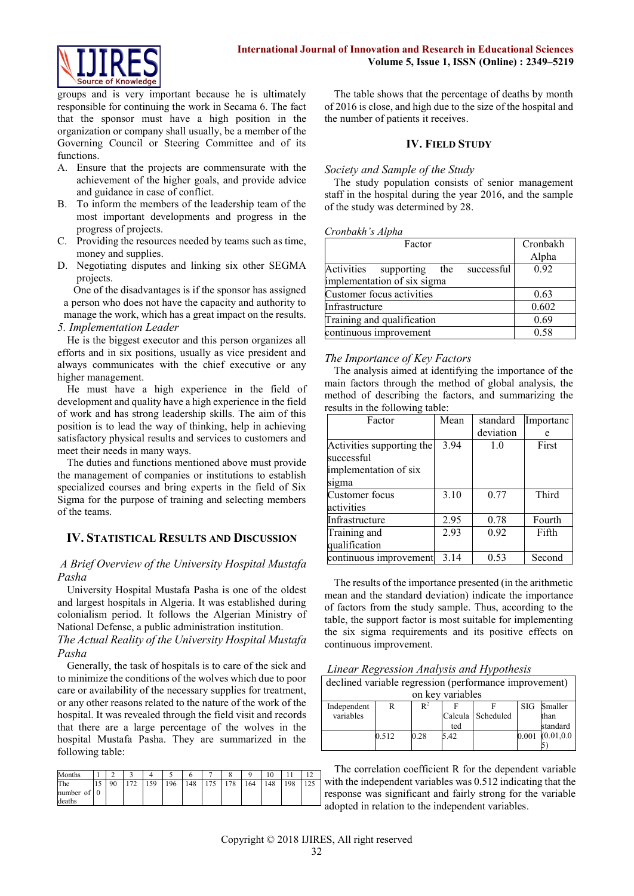groups and is very important because he is ultimately responsible for continuing the work in Secama 6. The fact that the sponsor must have a high position in the organization or company shall usually, be a member of the Governing Council or Steering Committee and of its functions.

A. Ensure that the projects are commensurate with the achievement of the higher goals, and provide advice and guidance in case of conflict.
B. To inform the members of the leadership team of the most important developments and progress in the progress of projects.
C. Providing the resources needed by teams such as time, money and supplies.
D. Negotiating disputes and linking six other SEGMA projects.

One of the disadvantages is if the sponsor has assigned a person who does not have the capacity and authority to manage the work, which has a great impact on the results.

*5. Implementation Leader*

He is the biggest executor and this person organizes all efforts and in six positions, usually as vice president and always communicates with the chief executive or any higher management.

He must have a high experience in the field of development and quality have a high experience in the field of work and has strong leadership skills. The aim of this position is to lead the way of thinking, help in achieving satisfactory physical results and services to customers and meet their needs in many ways.

The duties and functions mentioned above must provide the management of companies or institutions to establish specialized courses and bring experts in the field of Six Sigma for the purpose of training and selecting members of the teams.

## IV. Statistical Results and Discussion

### *A Brief Overview of the University Hospital Mustafa Pasha*

University Hospital Mustafa Pasha is one of the oldest and largest hospitals in Algeria. It was established during colonialism period. It follows the Algerian Ministry of National Defense, a public administration institution.

### *The Actual Reality of the University Hospital Mustafa Pasha*

Generally, the task of hospitals is to care of the sick and to minimize the conditions of the wolves which due to poor care or availability of the necessary supplies for treatment, or any other reasons related to the nature of the work of the hospital. It was revealed through the field visit and records that there are a large percentage of the wolves in the hospital Mustafa Pasha. They are summarized in the following table:

| Months | 1 | 2 | 3 | 4 | 5 | 6 | 7 | 8 | 9 | 10 | 11 | 12 |
|---|---|---|---|---|---|---|---|---|---|---|---|---|
| The number of deaths | 150 | 90 | 172 | 159 | 196 | 148 | 175 | 178 | 164 | 148 | 198 | 125 |

The table shows that the percentage of deaths by month of 2016 is close, and high due to the size of the hospital and the number of patients it receives.

## IV. Field Study

### *Society and Sample of the Study*

The study population consists of senior management staff in the hospital during the year 2016, and the sample of the study was determined by 28.

### *Cronbakh's Alpha*

| Factor | Cronbakh Alpha |
|---|---|
| Activities supporting the successful implementation of six sigma | 0.92 |
| Customer focus activities | 0.63 |
| Infrastructure | 0.602 |
| Training and qualification | 0.69 |
| continuous improvement | 0.58 |

### *The Importance of Key Factors*

The analysis aimed at identifying the importance of the main factors through the method of global analysis, the method of describing the factors, and summarizing the results in the following table:

| Factor | Mean | standard deviation | Importance |
|---|---|---|---|
| Activities supporting the successful implementation of six sigma | 3.94 | 1.0 | First |
| Customer focus activities | 3.10 | 0.77 | Third |
| Infrastructure | 2.95 | 0.78 | Fourth |
| Training and qualification | 2.93 | 0.92 | Fifth |
| continuous improvement | 3.14 | 0.53 | Second |

The results of the importance presented (in the arithmetic mean and the standard deviation) indicate the importance of factors from the study sample. Thus, according to the table, the support factor is most suitable for implementing the six sigma requirements and its positive effects on continuous improvement.

### *Linear Regression Analysis and Hypothesis*

| declined variable regression (performance improvement) on key variables | | | | | | |
|---|---|---|---|---|---|---|
| Independent variables | R | $R^2$ | F Calculated | F Scheduled | SIG | Smaller than standard |
| | 0.512 | 0.28 | 5.42 | | 0.001 | (0.01,0.05) |

The correlation coefficient R for the dependent variable with the independent variables was 0.512 indicating that the response was significant and fairly strong for the variable adopted in relation to the independent variables.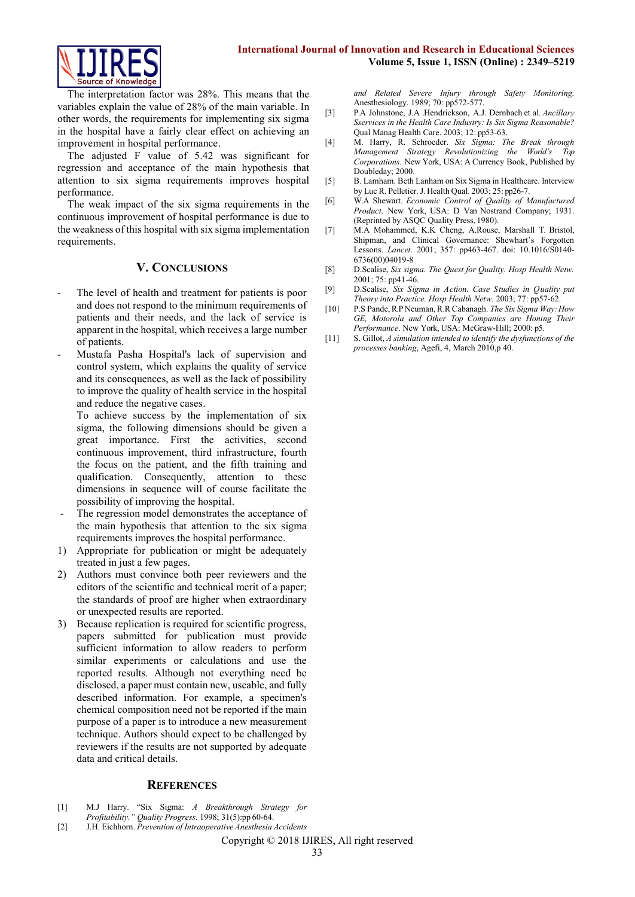The interpretation factor was 28%. This means that the variables explain the value of 28% of the main variable. In other words, the requirements for implementing six sigma in the hospital have a fairly clear effect on achieving an improvement in hospital performance.

The adjusted F value of 5.42 was significant for regression and acceptance of the main hypothesis that attention to six sigma requirements improves hospital performance.

The weak impact of the six sigma requirements in the continuous improvement of hospital performance is due to the weakness of this hospital with six sigma implementation requirements.

## V. Conclusions

- The level of health and treatment for patients is poor and does not respond to the minimum requirements of patients and their needs, and the lack of service is apparent in the hospital, which receives a large number of patients.
- Mustafa Pasha Hospital's lack of supervision and control system, which explains the quality of service and its consequences, as well as the lack of possibility to improve the quality of health service in the hospital and reduce the negative cases.

  To achieve success by the implementation of six sigma, the following dimensions should be given a great importance. First the activities, second continuous improvement, third infrastructure, fourth the focus on the patient, and the fifth training and qualification. Consequently, attention to these dimensions in sequence will of course facilitate the possibility of improving the hospital.
- The regression model demonstrates the acceptance of the main hypothesis that attention to the six sigma requirements improves the hospital performance.

1) Appropriate for publication or might be adequately treated in just a few pages.
2) Authors must convince both peer reviewers and the editors of the scientific and technical merit of a paper; the standards of proof are higher when extraordinary or unexpected results are reported.
3) Because replication is required for scientific progress, papers submitted for publication must provide sufficient information to allow readers to perform similar experiments or calculations and use the reported results. Although not everything need be disclosed, a paper must contain new, useable, and fully described information. For example, a specimen's chemical composition need not be reported if the main purpose of a paper is to introduce a new measurement technique. Authors should expect to be challenged by reviewers if the results are not supported by adequate data and critical details.

## References

[1] M.J Harry. "Six Sigma: *A Breakthrough Strategy for Profitability." Quality Progress*. 1998; 31(5):pp 60-64.

[2] J.H. Eichhorn. *Prevention of Intraoperative Anesthesia Accidents and Related Severe Injury through Safety Monitoring.* Anesthesiology. 1989; 70: pp572-577.

[3] P.A Johnstone, J.A .Hendrickson, A.J. Dernbach et al. *Ancillary Sservices in the Health Care Industry: Is Six Sigma Reasonable?* Qual Manag Health Care. 2003; 12: pp53-63.

[4] M. Harry, R. Schroeder. *Six Sigma: The Break through Management Strategy Revolutionizing the World's Top Corporations*. New York, USA: A Currency Book, Published by Doubleday; 2000.

[5] B. Lamham. Beth Lanham on Six Sigma in Healthcare. Interview by Luc R. Pelletier. J. Health Qual. 2003; 25: pp26-7.

[6] W.A Shewart. *Economic Control of Quality of Manufactured Product*. New York, USA: D Van Nostrand Company; 1931. (Reprinted by ASQC Quality Press, 1980).

[7] M.A Mohammed, K.K Cheng, A.Rouse, Marshall T. Bristol, Shipman, and Clinical Governance: Shewhart's Forgotten Lessons. *Lancet*. 2001; 357: pp463-467. doi: 10.1016/S0140-6736(00)04019-8

[8] D.Scalise, *Six sigma. The Quest for Quality. Hosp Health Netw.* 2001; 75: pp41-46.

[9] D.Scalise, *Six Sigma in Action. Case Studies in Quality put Theory into Practice. Hosp Health Netw.* 2003; 77: pp57-62.

[10] P.S Pande, R.P Neuman, R.R Cabanagh. *The Six Sigma Way: How GE, Motorola and Other Top Companies are Honing Their Performance*. New York, USA: McGraw-Hill; 2000: p5.

[11] S. Gillot, *A simulation intended to identify the dysfunctions of the processes banking*, Agefi, 4, March 2010,p 40.